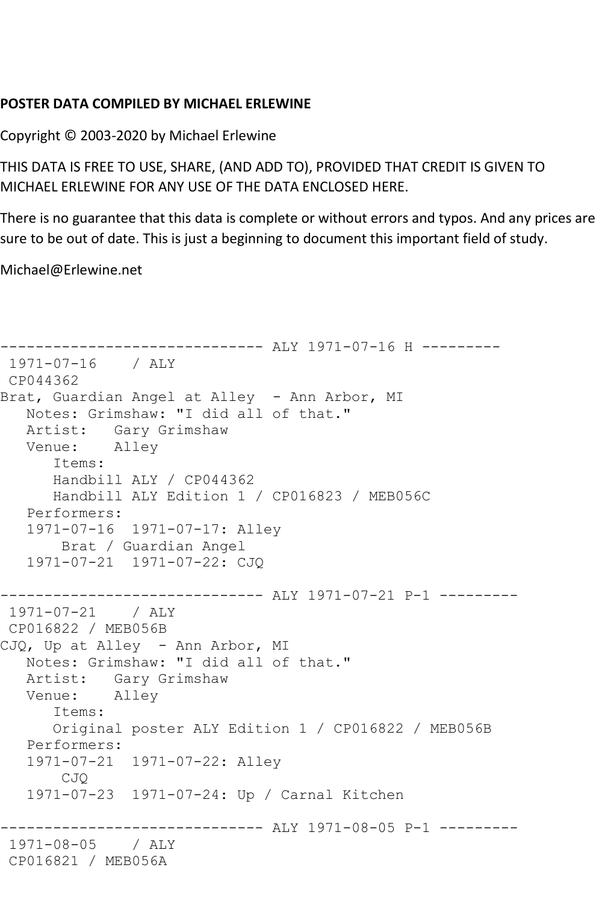**POSTER DATA COMPILED BY MICHAEL ERLEWINE**

Copyright © 2003-2020 by Michael Erlewine

THIS DATA IS FREE TO USE, SHARE, (AND ADD TO), PROVIDED THAT CREDIT IS GIVEN TO MICHAEL ERLEWINE FOR ANY USE OF THE DATA ENCLOSED HERE.

There is no guarantee that this data is complete or without errors and typos. And any prices are sure to be out of date. This is just a beginning to document this important field of study.

Michael@Erlewine.net

```
------------------------------ ALY 1971-07-16 H ---------
 1971-07-16    / ALY
 CP044362
Brat, Guardian Angel at Alley  - Ann Arbor, MI
   Notes: Grimshaw: "I did all of that."
   Artist:   Gary Grimshaw
   Venue:    Alley
      Items:
      Handbill ALY / CP044362
      Handbill ALY Edition 1 / CP016823 / MEB056C
   Performers:
   1971-07-16  1971-07-17: Alley
       Brat / Guardian Angel
   1971-07-21  1971-07-22: CJQ

------------------------------ ALY 1971-07-21 P-1 ---------
 1971-07-21    / ALY
 CP016822 / MEB056B
CJQ, Up at Alley  - Ann Arbor, MI
   Notes: Grimshaw: "I did all of that."
   Artist:   Gary Grimshaw
   Venue:    Alley
      Items:
      Original poster ALY Edition 1 / CP016822 / MEB056B
   Performers:
   1971-07-21  1971-07-22: Alley
       CJQ
   1971-07-23  1971-07-24: Up / Carnal Kitchen

------------------------------ ALY 1971-08-05 P-1 ---------
 1971-08-05    / ALY
 CP016821 / MEB056A
```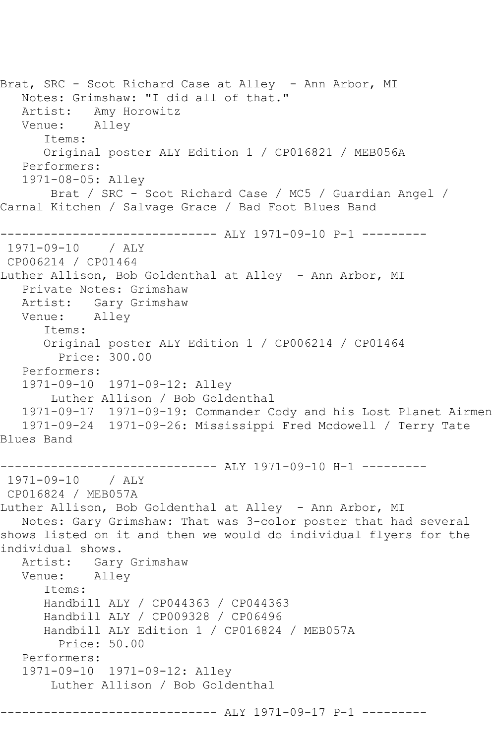Brat, SRC - Scot Richard Case at Alley - Ann Arbor, MI
   Notes: Grimshaw: "I did all of that."
   Artist: Amy Horowitz
   Venue: Alley
      Items:
      Original poster ALY Edition 1 / CP016821 / MEB056A
   Performers:
   1971-08-05: Alley
       Brat / SRC - Scot Richard Case / MC5 / Guardian Angel / Carnal Kitchen / Salvage Grace / Bad Foot Blues Band

------------------------------ ALY 1971-09-10 P-1 ---------

1971-09-10 / ALY
CP006214 / CP01464
Luther Allison, Bob Goldenthal at Alley - Ann Arbor, MI
   Private Notes: Grimshaw
   Artist: Gary Grimshaw
   Venue: Alley
      Items:
      Original poster ALY Edition 1 / CP006214 / CP01464
        Price: 300.00
   Performers:
   1971-09-10 1971-09-12: Alley
       Luther Allison / Bob Goldenthal
   1971-09-17 1971-09-19: Commander Cody and his Lost Planet Airmen
   1971-09-24 1971-09-26: Mississippi Fred Mcdowell / Terry Tate Blues Band

------------------------------ ALY 1971-09-10 H-1 ---------

1971-09-10 / ALY
CP016824 / MEB057A
Luther Allison, Bob Goldenthal at Alley - Ann Arbor, MI
   Notes: Gary Grimshaw: That was 3-color poster that had several shows listed on it and then we would do individual flyers for the individual shows.
   Artist: Gary Grimshaw
   Venue: Alley
      Items:
      Handbill ALY / CP044363 / CP044363
      Handbill ALY / CP009328 / CP06496
      Handbill ALY Edition 1 / CP016824 / MEB057A
        Price: 50.00
   Performers:
   1971-09-10 1971-09-12: Alley
       Luther Allison / Bob Goldenthal

------------------------------ ALY 1971-09-17 P-1 ---------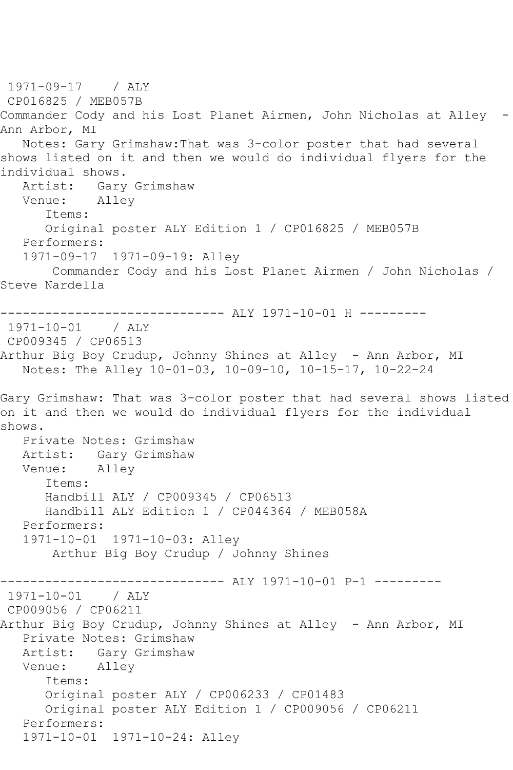1971-09-17 / ALY
CP016825 / MEB057B
Commander Cody and his Lost Planet Airmen, John Nicholas at Alley - Ann Arbor, MI
   Notes: Gary Grimshaw:That was 3-color poster that had several shows listed on it and then we would do individual flyers for the individual shows.
   Artist: Gary Grimshaw
   Venue: Alley
      Items:
      Original poster ALY Edition 1 / CP016825 / MEB057B
   Performers:
   1971-09-17 1971-09-19: Alley
      Commander Cody and his Lost Planet Airmen / John Nicholas / Steve Nardella

------------------------------ ALY 1971-10-01 H ---------

1971-10-01 / ALY
CP009345 / CP06513
Arthur Big Boy Crudup, Johnny Shines at Alley - Ann Arbor, MI
   Notes: The Alley 10-01-03, 10-09-10, 10-15-17, 10-22-24

Gary Grimshaw: That was 3-color poster that had several shows listed on it and then we would do individual flyers for the individual shows.
   Private Notes: Grimshaw
   Artist: Gary Grimshaw
   Venue: Alley
      Items:
      Handbill ALY / CP009345 / CP06513
      Handbill ALY Edition 1 / CP044364 / MEB058A
   Performers:
   1971-10-01 1971-10-03: Alley
      Arthur Big Boy Crudup / Johnny Shines

------------------------------ ALY 1971-10-01 P-1 ---------

1971-10-01 / ALY
CP009056 / CP06211
Arthur Big Boy Crudup, Johnny Shines at Alley - Ann Arbor, MI
   Private Notes: Grimshaw
   Artist: Gary Grimshaw
   Venue: Alley
      Items:
      Original poster ALY / CP006233 / CP01483
      Original poster ALY Edition 1 / CP009056 / CP06211
   Performers:
   1971-10-01 1971-10-24: Alley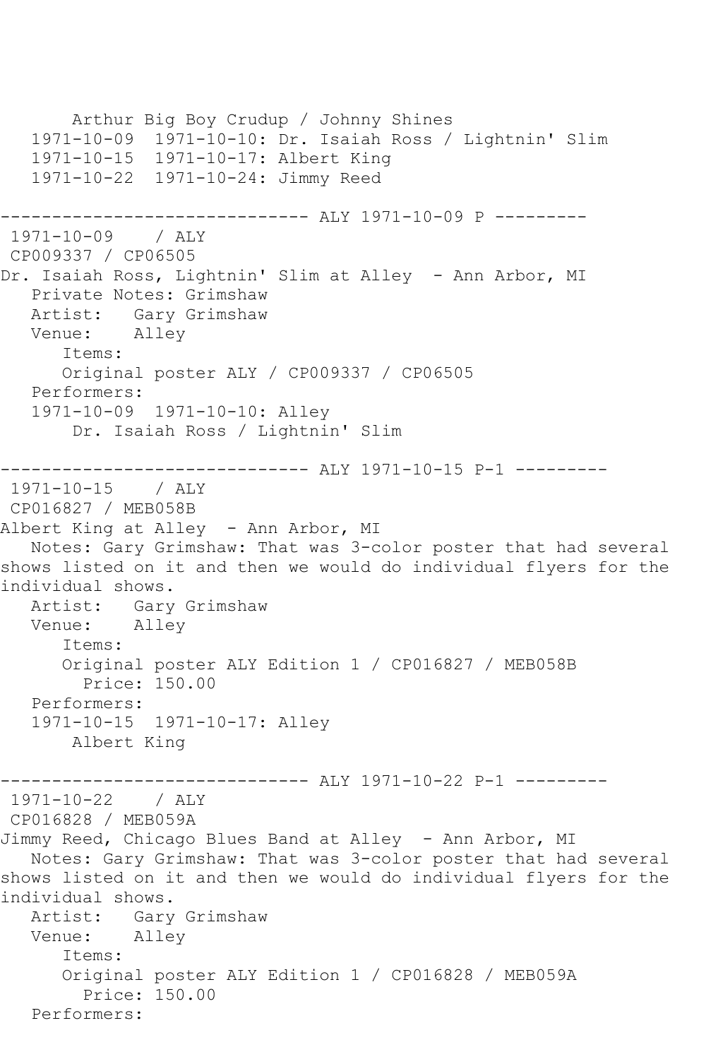```
      Arthur Big Boy Crudup / Johnny Shines
   1971-10-09  1971-10-10: Dr. Isaiah Ross / Lightnin' Slim
   1971-10-15  1971-10-17: Albert King
   1971-10-22  1971-10-24: Jimmy Reed

------------------------------ ALY 1971-10-09 P ---------
 1971-10-09    / ALY
 CP009337 / CP06505
Dr. Isaiah Ross, Lightnin' Slim at Alley  - Ann Arbor, MI
   Private Notes: Grimshaw
   Artist:   Gary Grimshaw
   Venue:    Alley
      Items:
      Original poster ALY / CP009337 / CP06505
   Performers:
   1971-10-09  1971-10-10: Alley
       Dr. Isaiah Ross / Lightnin' Slim

------------------------------ ALY 1971-10-15 P-1 ---------
 1971-10-15    / ALY
 CP016827 / MEB058B
Albert King at Alley  - Ann Arbor, MI
   Notes: Gary Grimshaw: That was 3-color poster that had several
shows listed on it and then we would do individual flyers for the
individual shows.
   Artist:   Gary Grimshaw
   Venue:    Alley
      Items:
      Original poster ALY Edition 1 / CP016827 / MEB058B
        Price: 150.00
   Performers:
   1971-10-15  1971-10-17: Alley
       Albert King

------------------------------ ALY 1971-10-22 P-1 ---------
 1971-10-22    / ALY
 CP016828 / MEB059A
Jimmy Reed, Chicago Blues Band at Alley  - Ann Arbor, MI
   Notes: Gary Grimshaw: That was 3-color poster that had several
shows listed on it and then we would do individual flyers for the
individual shows.
   Artist:   Gary Grimshaw
   Venue:    Alley
      Items:
      Original poster ALY Edition 1 / CP016828 / MEB059A
        Price: 150.00
   Performers:
```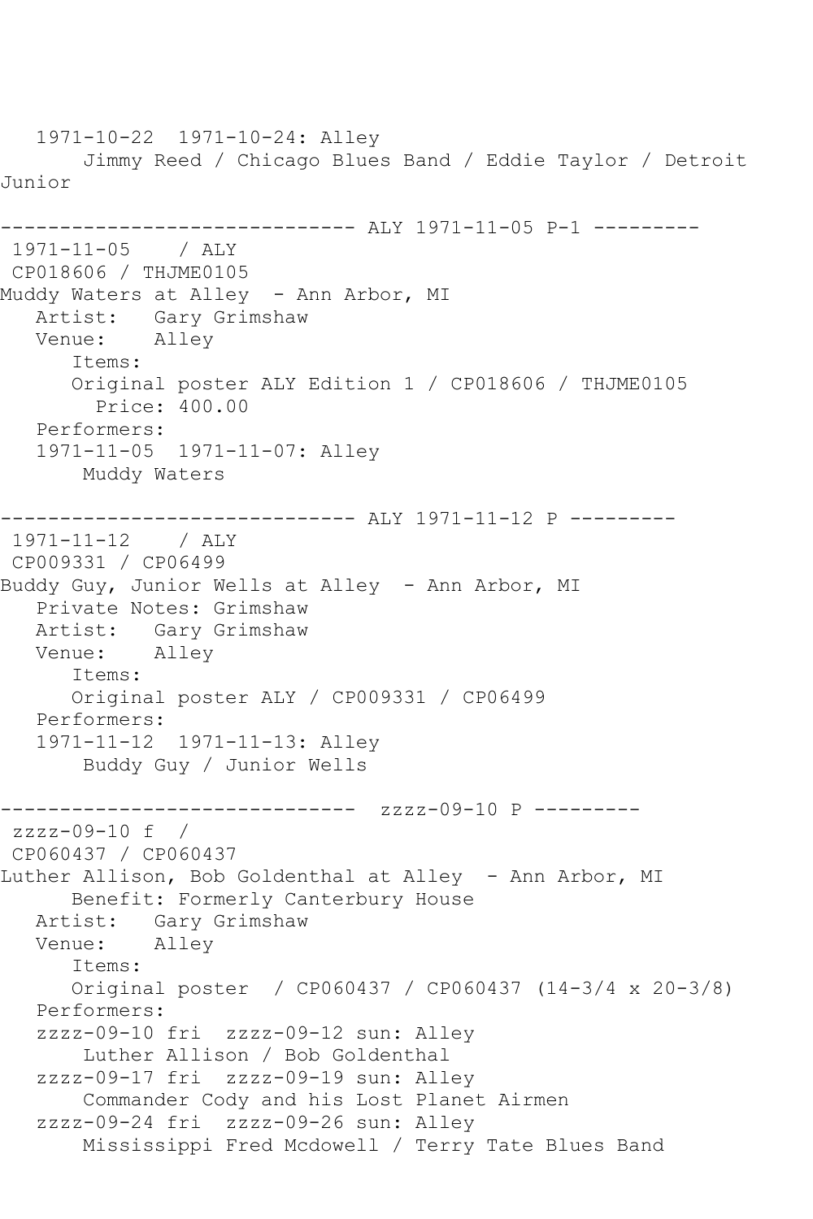```
   1971-10-22  1971-10-24: Alley
       Jimmy Reed / Chicago Blues Band / Eddie Taylor / Detroit
Junior

------------------------------ ALY 1971-11-05 P-1 ---------
 1971-11-05    / ALY
 CP018606 / THJME0105
Muddy Waters at Alley  - Ann Arbor, MI
   Artist:   Gary Grimshaw
   Venue:    Alley
      Items:
      Original poster ALY Edition 1 / CP018606 / THJME0105
         Price: 400.00
   Performers:
   1971-11-05  1971-11-07: Alley
       Muddy Waters

------------------------------ ALY 1971-11-12 P ---------
 1971-11-12    / ALY
 CP009331 / CP06499
Buddy Guy, Junior Wells at Alley  - Ann Arbor, MI
   Private Notes: Grimshaw
   Artist:   Gary Grimshaw
   Venue:    Alley
      Items:
      Original poster ALY / CP009331 / CP06499
   Performers:
   1971-11-12  1971-11-13: Alley
       Buddy Guy / Junior Wells

------------------------------  zzzz-09-10 P ---------
 zzzz-09-10 f  /
 CP060437 / CP060437
Luther Allison, Bob Goldenthal at Alley  - Ann Arbor, MI
      Benefit: Formerly Canterbury House
   Artist:   Gary Grimshaw
   Venue:    Alley
      Items:
      Original poster  / CP060437 / CP060437 (14-3/4 x 20-3/8)
   Performers:
   zzzz-09-10 fri  zzzz-09-12 sun: Alley
       Luther Allison / Bob Goldenthal
   zzzz-09-17 fri  zzzz-09-19 sun: Alley
       Commander Cody and his Lost Planet Airmen
   zzzz-09-24 fri  zzzz-09-26 sun: Alley
       Mississippi Fred Mcdowell / Terry Tate Blues Band
```